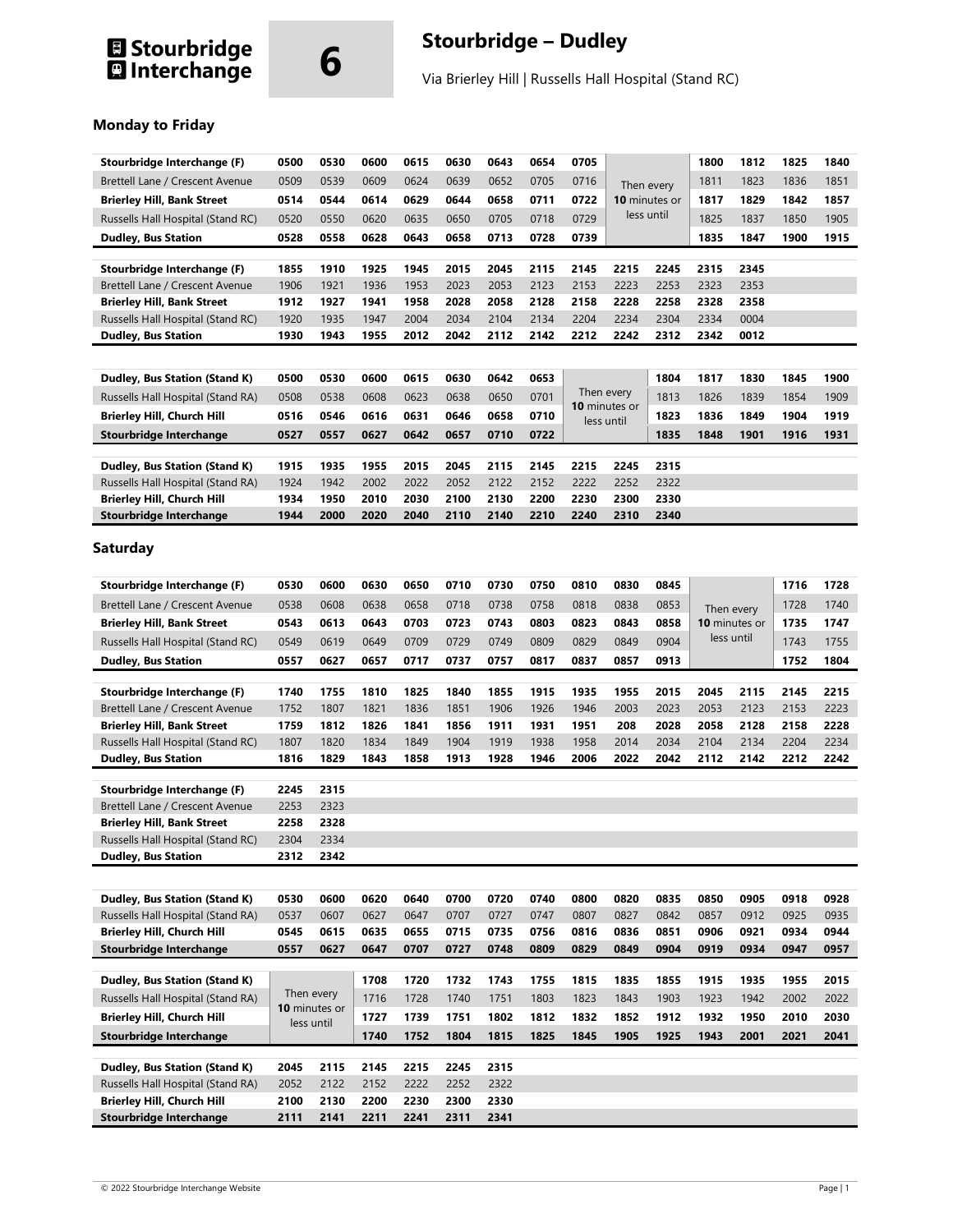# Stourbridge Interchange

# 6

## Stourbridge – Dudley

Via Brierley Hill | Russells Hall Hospital (Stand RC)

### Monday to Friday

| Stop | | | | | | | | | | | | | |
|---|---|---|---|---|---|---|---|---|---|---|---|---|---|
| **Stourbridge Interchange (F)** | **0500** | **0530** | **0600** | **0615** | **0630** | **0643** | **0654** | **0705** | Then every **10** minutes or less until | **1800** | **1812** | **1825** | **1840** |
| Brettell Lane / Crescent Avenue | 0509 | 0539 | 0609 | 0624 | 0639 | 0652 | 0705 | 0716 | | 1811 | 1823 | 1836 | 1851 |
| **Brierley Hill, Bank Street** | **0514** | **0544** | **0614** | **0629** | **0644** | **0658** | **0711** | **0722** | | **1817** | **1829** | **1842** | **1857** |
| Russells Hall Hospital (Stand RC) | 0520 | 0550 | 0620 | 0635 | 0650 | 0705 | 0718 | 0729 | | 1825 | 1837 | 1850 | 1905 |
| **Dudley, Bus Station** | **0528** | **0558** | **0628** | **0643** | **0658** | **0713** | **0728** | **0739** | | **1835** | **1847** | **1900** | **1915** |

| Stop | | | | | | | | | | | | |
|---|---|---|---|---|---|---|---|---|---|---|---|---|
| **Stourbridge Interchange (F)** | **1855** | **1910** | **1925** | **1945** | **2015** | **2045** | **2115** | **2145** | **2215** | **2245** | **2315** | **2345** |
| Brettell Lane / Crescent Avenue | 1906 | 1921 | 1936 | 1953 | 2023 | 2053 | 2123 | 2153 | 2223 | 2253 | 2323 | 2353 |
| **Brierley Hill, Bank Street** | **1912** | **1927** | **1941** | **1958** | **2028** | **2058** | **2128** | **2158** | **2228** | **2258** | **2328** | **2358** |
| Russells Hall Hospital (Stand RC) | 1920 | 1935 | 1947 | 2004 | 2034 | 2104 | 2134 | 2204 | 2234 | 2304 | 2334 | 0004 |
| **Dudley, Bus Station** | **1930** | **1943** | **1955** | **2012** | **2042** | **2112** | **2142** | **2212** | **2242** | **2312** | **2342** | **0012** |

| Stop | | | | | | | | | | | | | |
|---|---|---|---|---|---|---|---|---|---|---|---|---|---|
| **Dudley, Bus Station (Stand K)** | **0500** | **0530** | **0600** | **0615** | **0630** | **0642** | **0653** | Then every **10** minutes or less until | **1804** | **1817** | **1830** | **1845** | **1900** |
| Russells Hall Hospital (Stand RA) | 0508 | 0538 | 0608 | 0623 | 0638 | 0650 | 0701 | | 1813 | 1826 | 1839 | 1854 | 1909 |
| **Brierley Hill, Church Hill** | **0516** | **0546** | **0616** | **0631** | **0646** | **0658** | **0710** | | **1823** | **1836** | **1849** | **1904** | **1919** |
| **Stourbridge Interchange** | **0527** | **0557** | **0627** | **0642** | **0657** | **0710** | **0722** | | **1835** | **1848** | **1901** | **1916** | **1931** |

| Stop | | | | | | | | | | |
|---|---|---|---|---|---|---|---|---|---|---|
| **Dudley, Bus Station (Stand K)** | **1915** | **1935** | **1955** | **2015** | **2045** | **2115** | **2145** | **2215** | **2245** | **2315** |
| Russells Hall Hospital (Stand RA) | 1924 | 1942 | 2002 | 2022 | 2052 | 2122 | 2152 | 2222 | 2252 | 2322 |
| **Brierley Hill, Church Hill** | **1934** | **1950** | **2010** | **2030** | **2100** | **2130** | **2200** | **2230** | **2300** | **2330** |
| **Stourbridge Interchange** | **1944** | **2000** | **2020** | **2040** | **2110** | **2140** | **2210** | **2240** | **2310** | **2340** |

### Saturday

| Stop | | | | | | | | | | | | | |
|---|---|---|---|---|---|---|---|---|---|---|---|---|---|
| **Stourbridge Interchange (F)** | **0530** | **0600** | **0630** | **0650** | **0710** | **0730** | **0750** | **0810** | **0830** | **0845** | Then every **10** minutes or less until | **1716** | **1728** |
| Brettell Lane / Crescent Avenue | 0538 | 0608 | 0638 | 0658 | 0718 | 0738 | 0758 | 0818 | 0838 | 0853 | | 1728 | 1740 |
| **Brierley Hill, Bank Street** | **0543** | **0613** | **0643** | **0703** | **0723** | **0743** | **0803** | **0823** | **0843** | **0858** | | **1735** | **1747** |
| Russells Hall Hospital (Stand RC) | 0549 | 0619 | 0649 | 0709 | 0729 | 0749 | 0809 | 0829 | 0849 | 0904 | | 1743 | 1755 |
| **Dudley, Bus Station** | **0557** | **0627** | **0657** | **0717** | **0737** | **0757** | **0817** | **0837** | **0857** | **0913** | | **1752** | **1804** |

| Stop | | | | | | | | | | | | | | |
|---|---|---|---|---|---|---|---|---|---|---|---|---|---|---|
| **Stourbridge Interchange (F)** | **1740** | **1755** | **1810** | **1825** | **1840** | **1855** | **1915** | **1935** | **1955** | **2015** | **2045** | **2115** | **2145** | **2215** |
| Brettell Lane / Crescent Avenue | 1752 | 1807 | 1821 | 1836 | 1851 | 1906 | 1926 | 1946 | 2003 | 2023 | 2053 | 2123 | 2153 | 2223 |
| **Brierley Hill, Bank Street** | **1759** | **1812** | **1826** | **1841** | **1856** | **1911** | **1931** | **1951** | **208** | **2028** | **2058** | **2128** | **2158** | **2228** |
| Russells Hall Hospital (Stand RC) | 1807 | 1820 | 1834 | 1849 | 1904 | 1919 | 1938 | 1958 | 2014 | 2034 | 2104 | 2134 | 2204 | 2234 |
| **Dudley, Bus Station** | **1816** | **1829** | **1843** | **1858** | **1913** | **1928** | **1946** | **2006** | **2022** | **2042** | **2112** | **2142** | **2212** | **2242** |

| Stop | | |
|---|---|---|
| **Stourbridge Interchange (F)** | **2245** | **2315** |
| Brettell Lane / Crescent Avenue | 2253 | 2323 |
| **Brierley Hill, Bank Street** | **2258** | **2328** |
| Russells Hall Hospital (Stand RC) | 2304 | 2334 |
| **Dudley, Bus Station** | **2312** | **2342** |

| Stop | | | | | | | | | | | | | |
|---|---|---|---|---|---|---|---|---|---|---|---|---|---|
| **Dudley, Bus Station (Stand K)** | **0530** | **0600** | **0620** | **0640** | **0700** | **0720** | **0740** | **0800** | **0820** | **0835** | **0850** | **0905** | **0918** | **0928** |
| Russells Hall Hospital (Stand RA) | 0537 | 0607 | 0627 | 0647 | 0707 | 0727 | 0747 | 0807 | 0827 | 0842 | 0857 | 0912 | 0925 | 0935 |
| **Brierley Hill, Church Hill** | **0545** | **0615** | **0635** | **0655** | **0715** | **0735** | **0756** | **0816** | **0836** | **0851** | **0906** | **0921** | **0934** | **0944** |
| **Stourbridge Interchange** | **0557** | **0627** | **0647** | **0707** | **0727** | **0748** | **0809** | **0829** | **0849** | **0904** | **0919** | **0934** | **0947** | **0957** |

| Stop | | | | | | | | | | | | | |
|---|---|---|---|---|---|---|---|---|---|---|---|---|---|
| **Dudley, Bus Station (Stand K)** | Then every **10** minutes or less until | **1708** | **1720** | **1732** | **1743** | **1755** | **1815** | **1835** | **1855** | **1915** | **1935** | **1955** | **2015** |
| Russells Hall Hospital (Stand RA) | | 1716 | 1728 | 1740 | 1751 | 1803 | 1823 | 1843 | 1903 | 1923 | 1942 | 2002 | 2022 |
| **Brierley Hill, Church Hill** | | **1727** | **1739** | **1751** | **1802** | **1812** | **1832** | **1852** | **1912** | **1932** | **1950** | **2010** | **2030** |
| **Stourbridge Interchange** | | **1740** | **1752** | **1804** | **1815** | **1825** | **1845** | **1905** | **1925** | **1943** | **2001** | **2021** | **2041** |

| Stop | | | | | | |
|---|---|---|---|---|---|---|
| **Dudley, Bus Station (Stand K)** | **2045** | **2115** | **2145** | **2215** | **2245** | **2315** |
| Russells Hall Hospital (Stand RA) | 2052 | 2122 | 2152 | 2222 | 2252 | 2322 |
| **Brierley Hill, Church Hill** | **2100** | **2130** | **2200** | **2230** | **2300** | **2330** |
| **Stourbridge Interchange** | **2111** | **2141** | **2211** | **2241** | **2311** | **2341** |

© 2022 Stourbridge Interchange Website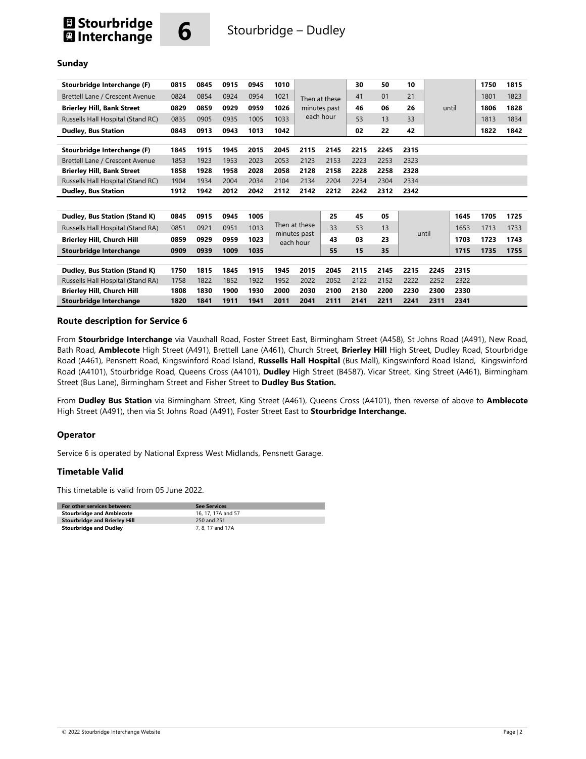# Stourbridge Interchange

## 6 Stourbridge – Dudley

### Sunday

| | | | | | | | | | | | | | |
|---|---|---|---|---|---|---|---|---|---|---|---|---|---|
| **Stourbridge Interchange (F)** | **0815** | **0845** | **0915** | **0945** | **1010** | Then at these minutes past each hour | | **30** | **50** | **10** | until | **1750** | **1815** |
| Brettell Lane / Crescent Avenue | 0824 | 0854 | 0924 | 0954 | 1021 | | | 41 | 01 | 21 | | 1801 | 1823 |
| **Brierley Hill, Bank Street** | **0829** | **0859** | **0929** | **0959** | **1026** | | | **46** | **06** | **26** | | **1806** | **1828** |
| Russells Hall Hospital (Stand RC) | 0835 | 0905 | 0935 | 1005 | 1033 | | | 53 | 13 | 33 | | 1813 | 1834 |
| **Dudley, Bus Station** | **0843** | **0913** | **0943** | **1013** | **1042** | | | **02** | **22** | **42** | | **1822** | **1842** |

| | | | | | | | | | | |
|---|---|---|---|---|---|---|---|---|---|---|
| **Stourbridge Interchange (F)** | **1845** | **1915** | **1945** | **2015** | **2045** | **2115** | **2145** | **2215** | **2245** | **2315** |
| Brettell Lane / Crescent Avenue | 1853 | 1923 | 1953 | 2023 | 2053 | 2123 | 2153 | 2223 | 2253 | 2323 |
| **Brierley Hill, Bank Street** | **1858** | **1928** | **1958** | **2028** | **2058** | **2128** | **2158** | **2228** | **2258** | **2328** |
| Russells Hall Hospital (Stand RC) | 1904 | 1934 | 2004 | 2034 | 2104 | 2134 | 2204 | 2234 | 2304 | 2334 |
| **Dudley, Bus Station** | **1912** | **1942** | **2012** | **2042** | **2112** | **2142** | **2212** | **2242** | **2312** | **2342** |

| | | | | | | | | | | | | | |
|---|---|---|---|---|---|---|---|---|---|---|---|---|---|
| **Dudley, Bus Station (Stand K)** | **0845** | **0915** | **0945** | **1005** | Then at these minutes past each hour | | **25** | **45** | **05** | until | **1645** | **1705** | **1725** |
| Russells Hall Hospital (Stand RA) | 0851 | 0921 | 0951 | 1013 | | | 33 | 53 | 13 | | 1653 | 1713 | 1733 |
| **Brierley Hill, Church Hill** | **0859** | **0929** | **0959** | **1023** | | | **43** | **03** | **23** | | **1703** | **1723** | **1743** |
| **Stourbridge Interchange** | **0909** | **0939** | **1009** | **1035** | | | **55** | **15** | **35** | | **1715** | **1735** | **1755** |

| | | | | | | | | | | | | |
|---|---|---|---|---|---|---|---|---|---|---|---|---|
| **Dudley, Bus Station (Stand K)** | **1750** | **1815** | **1845** | **1915** | **1945** | **2015** | **2045** | **2115** | **2145** | **2215** | **2245** | **2315** |
| Russells Hall Hospital (Stand RA) | 1758 | 1822 | 1852 | 1922 | 1952 | 2022 | 2052 | 2122 | 2152 | 2222 | 2252 | 2322 |
| **Brierley Hill, Church Hill** | **1808** | **1830** | **1900** | **1930** | **2000** | **2030** | **2100** | **2130** | **2200** | **2230** | **2300** | **2330** |
| **Stourbridge Interchange** | **1820** | **1841** | **1911** | **1941** | **2011** | **2041** | **2111** | **2141** | **2211** | **2241** | **2311** | **2341** |

### Route description for Service 6

From **Stourbridge Interchange** via Vauxhall Road, Foster Street East, Birmingham Street (A458), St Johns Road (A491), New Road, Bath Road, **Amblecote** High Street (A491), Brettell Lane (A461), Church Street, **Brierley Hill** High Street, Dudley Road, Stourbridge Road (A461), Pensnett Road, Kingswinford Road Island, **Russells Hall Hospital** (Bus Mall), Kingswinford Road Island, Kingswinford Road (A4101), Stourbridge Road, Queens Cross (A4101), **Dudley** High Street (B4587), Vicar Street, King Street (A461), Birmingham Street (Bus Lane), Birmingham Street and Fisher Street to **Dudley Bus Station.**

From **Dudley Bus Station** via Birmingham Street, King Street (A461), Queens Cross (A4101), then reverse of above to **Amblecote** High Street (A491), then via St Johns Road (A491), Foster Street East to **Stourbridge Interchange.**

### Operator

Service 6 is operated by National Express West Midlands, Pensnett Garage.

### Timetable Valid

This timetable is valid from 05 June 2022.

| For other services between: | See Services |
|---|---|
| **Stourbridge and Amblecote** | 16, 17, 17A and 57 |
| **Stourbridge and Brierley Hill** | 250 and 251 |
| **Stourbridge and Dudley** | 7, 8, 17 and 17A |

© 2022 Stourbridge Interchange Website